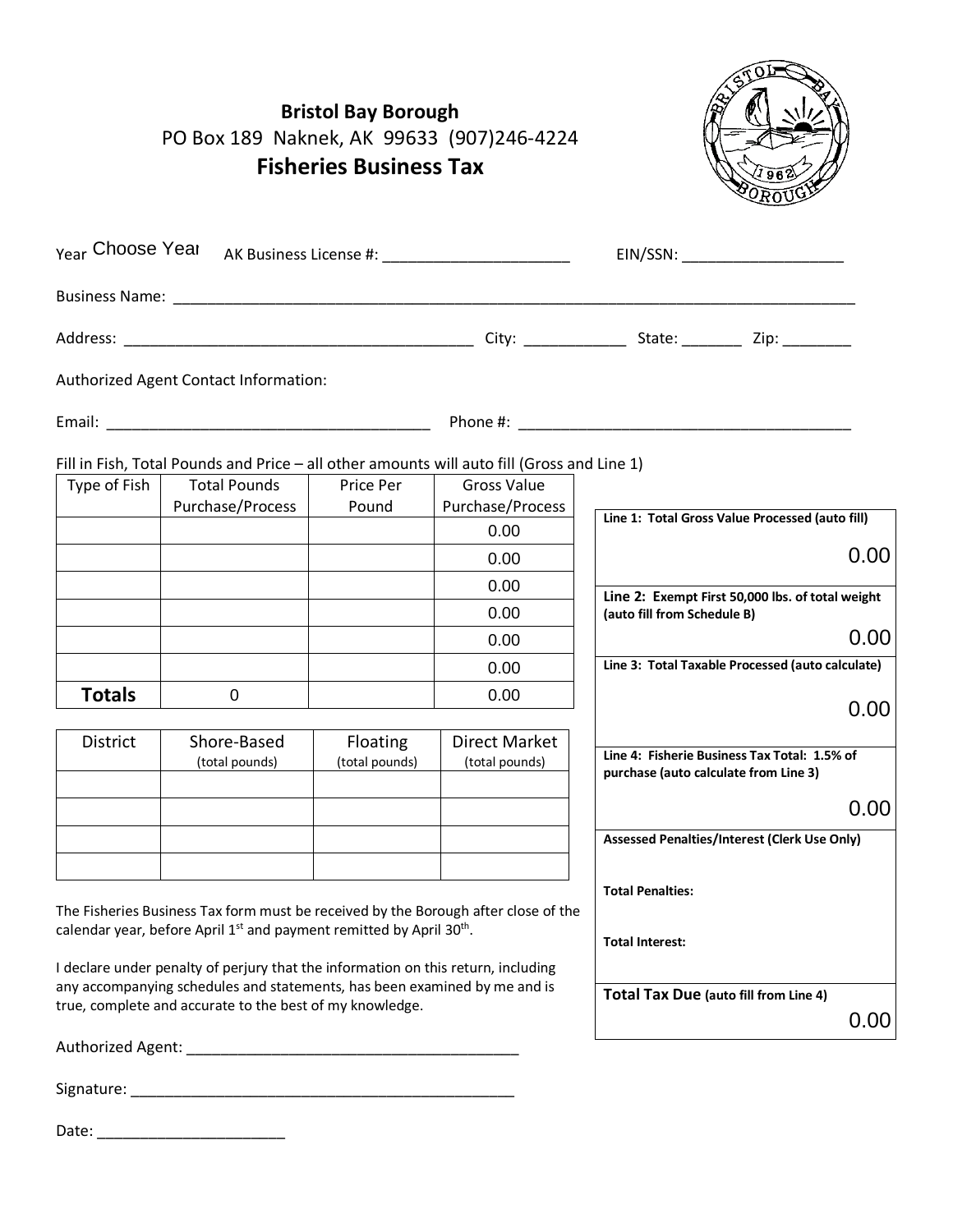# Bristol Bay Borough

PO Box 189 Naknek, AK 99633 (907)246-4224

## Fisheries Business Tax

Year Choose Year AK Business License #: ______________________ EIN/SSN: ___________________

Business Name: ____________________________________________________________________________________

Address: __________________________________________ City: ____________ State: _______ Zip: ________

Authorized Agent Contact Information:

Email: _______________________________________ Phone #: _______________________________________

Fill in Fish, Total Pounds and Price – all other amounts will auto fill (Gross and Line 1)

| Type of Fish | Total Pounds Purchase/Process | Price Per Pound | Gross Value Purchase/Process |
|---|---|---|---|
| | | | 0.00 |
| | | | 0.00 |
| | | | 0.00 |
| | | | 0.00 |
| | | | 0.00 |
| | | | 0.00 |
| **Totals** | 0 | | 0.00 |

| District | Shore-Based (total pounds) | Floating (total pounds) | Direct Market (total pounds) |
|---|---|---|---|
| | | | |
| | | | |
| | | | |
| | | | |

| | |
|---|---|
| **Line 1: Total Gross Value Processed (auto fill)** | 0.00 |
| **Line 2: Exempt First 50,000 lbs. of total weight (auto fill from Schedule B)** | 0.00 |
| **Line 3: Total Taxable Processed (auto calculate)** | 0.00 |
| **Line 4: Fisherie Business Tax Total: 1.5% of purchase (auto calculate from Line 3)** | 0.00 |
| **Assessed Penalties/Interest (Clerk Use Only)** | |
| **Total Penalties:** | |
| **Total Interest:** | |
| **Total Tax Due (auto fill from Line 4)** | 0.00 |

The Fisheries Business Tax form must be received by the Borough after close of the calendar year, before April 1st and payment remitted by April 30th.

I declare under penalty of perjury that the information on this return, including any accompanying schedules and statements, has been examined by me and is true, complete and accurate to the best of my knowledge.

Authorized Agent: ________________________________________

Signature: _______________________________________________

Date: _______________________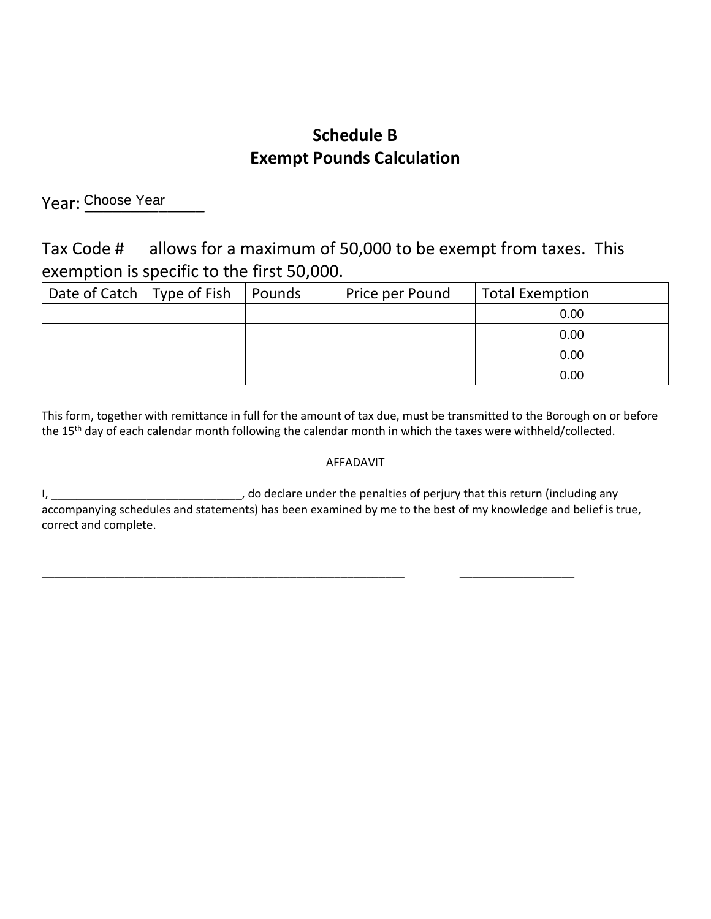# Schedule B
## Exempt Pounds Calculation

Year: Choose Year ___________

Tax Code #      allows for a maximum of 50,000 to be exempt from taxes. This exemption is specific to the first 50,000.

| Date of Catch | Type of Fish | Pounds | Price per Pound | Total Exemption |
|---|---|---|---|---|
| | | | | 0.00 |
| | | | | 0.00 |
| | | | | 0.00 |
| | | | | 0.00 |

This form, together with remittance in full for the amount of tax due, must be transmitted to the Borough on or before the 15th day of each calendar month following the calendar month in which the taxes were withheld/collected.

AFFADAVIT

I, ______________________________, do declare under the penalties of perjury that this return (including any accompanying schedules and statements) has been examined by me to the best of my knowledge and belief is true, correct and complete.

__________________________________________________________ __________________